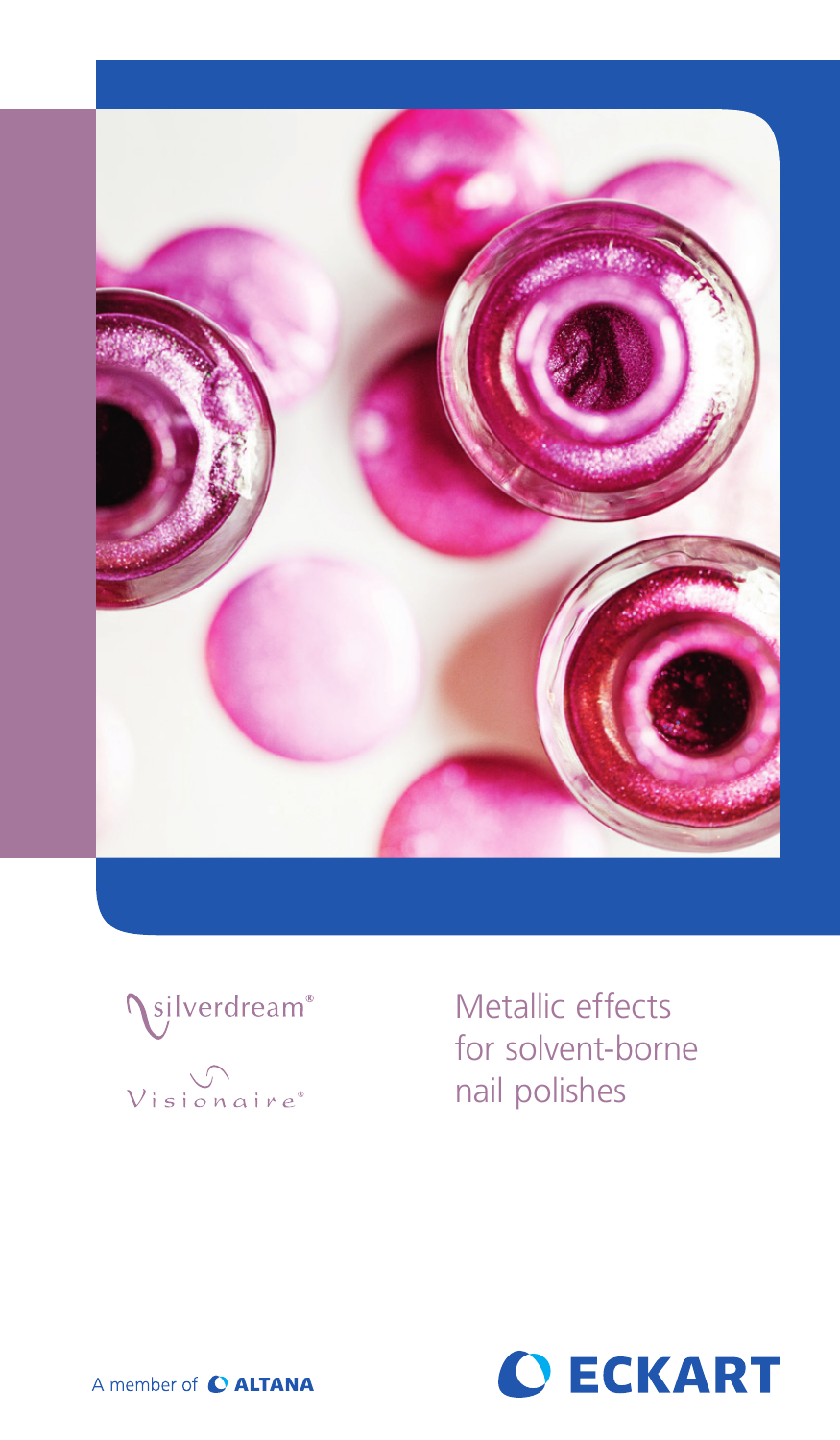silverdream®

Visionaire®

# Metallic effects for solvent-borne nail polishes

A member of ALTANA

ECKART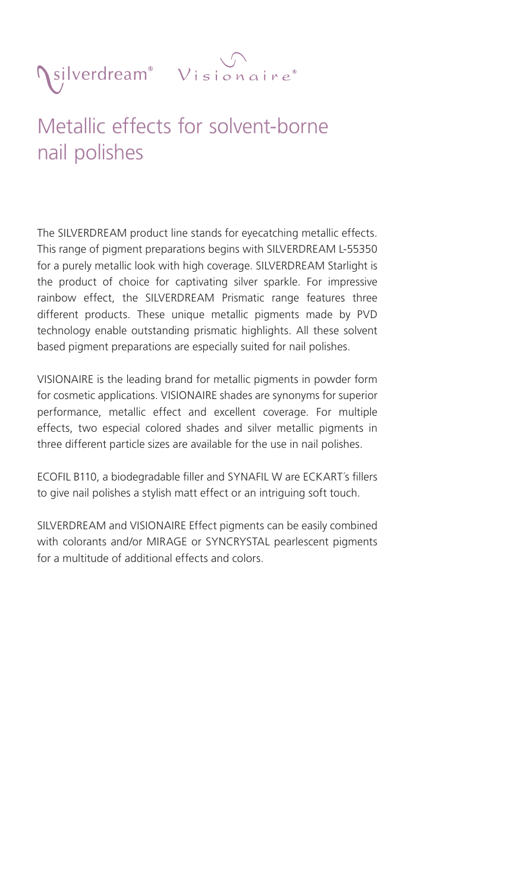silverdream® Visionaire®

# Metallic effects for solvent-borne nail polishes

The SILVERDREAM product line stands for eyecatching metallic effects. This range of pigment preparations begins with SILVERDREAM L-55350 for a purely metallic look with high coverage. SILVERDREAM Starlight is the product of choice for captivating silver sparkle. For impressive rainbow effect, the SILVERDREAM Prismatic range features three different products. These unique metallic pigments made by PVD technology enable outstanding prismatic highlights. All these solvent based pigment preparations are especially suited for nail polishes.

VISIONAIRE is the leading brand for metallic pigments in powder form for cosmetic applications. VISIONAIRE shades are synonyms for superior performance, metallic effect and excellent coverage. For multiple effects, two especial colored shades and silver metallic pigments in three different particle sizes are available for the use in nail polishes.

ECOFIL B110, a biodegradable filler and SYNAFIL W are ECKART´s fillers to give nail polishes a stylish matt effect or an intriguing soft touch.

SILVERDREAM and VISIONAIRE Effect pigments can be easily combined with colorants and/or MIRAGE or SYNCRYSTAL pearlescent pigments for a multitude of additional effects and colors.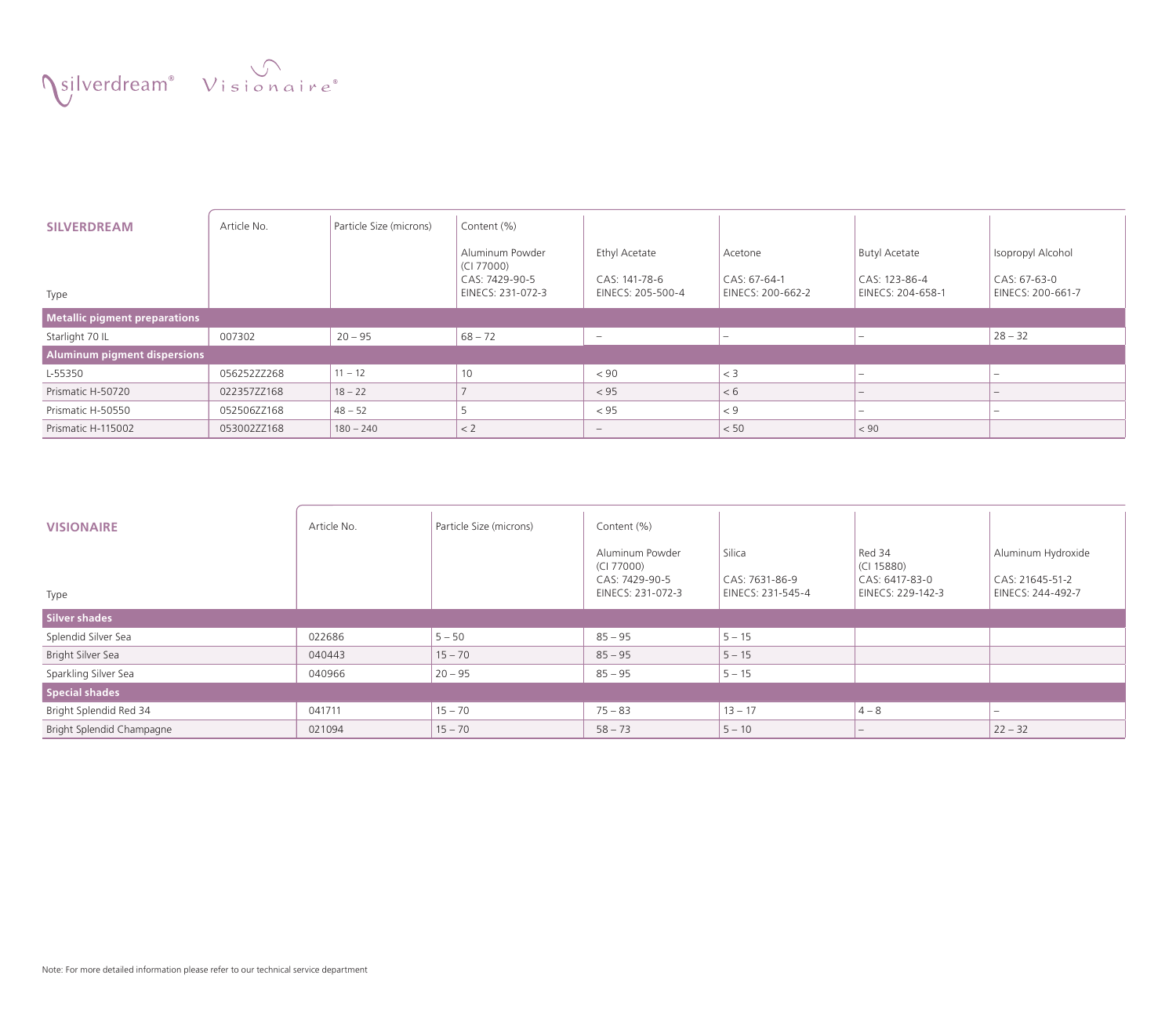silverdream® Visionaire®

| **SILVERDREAM** Type | Article No. | Particle Size (microns) | Content (%) Aluminum Powder (CI 77000) CAS: 7429-90-5 EINECS: 231-072-3 | Ethyl Acetate CAS: 141-78-6 EINECS: 205-500-4 | Acetone CAS: 67-64-1 EINECS: 200-662-2 | Butyl Acetate CAS: 123-86-4 EINECS: 204-658-1 | Isopropyl Alcohol CAS: 67-63-0 EINECS: 200-661-7 |
|---|---|---|---|---|---|---|---|
| **Metallic pigment preparations** | | | | | | | |
| Starlight 70 IL | 007302 | 20 – 95 | 68 – 72 | – | – | – | 28 – 32 |
| **Aluminum pigment dispersions** | | | | | | | |
| L-55350 | 056252ZZ268 | 11 – 12 | 10 | < 90 | < 3 | – | – |
| Prismatic H-50720 | 022357ZZ168 | 18 – 22 | 7 | < 95 | < 6 | – | – |
| Prismatic H-50550 | 052506ZZ168 | 48 – 52 | 5 | < 95 | < 9 | – | – |
| Prismatic H-115002 | 053002ZZ168 | 180 – 240 | < 2 | – | < 50 | < 90 | |

| **VISIONAIRE** Type | Article No. | Particle Size (microns) | Content (%) Aluminum Powder (CI 77000) CAS: 7429-90-5 EINECS: 231-072-3 | Silica CAS: 7631-86-9 EINECS: 231-545-4 | Red 34 (CI 15880) CAS: 6417-83-0 EINECS: 229-142-3 | Aluminum Hydroxide CAS: 21645-51-2 EINECS: 244-492-7 |
|---|---|---|---|---|---|---|
| **Silver shades** | | | | | | |
| Splendid Silver Sea | 022686 | 5 – 50 | 85 – 95 | 5 – 15 | | |
| Bright Silver Sea | 040443 | 15 – 70 | 85 – 95 | 5 – 15 | | |
| Sparkling Silver Sea | 040966 | 20 – 95 | 85 – 95 | 5 – 15 | | |
| **Special shades** | | | | | | |
| Bright Splendid Red 34 | 041711 | 15 – 70 | 75 – 83 | 13 – 17 | 4 – 8 | – |
| Bright Splendid Champagne | 021094 | 15 – 70 | 58 – 73 | 5 – 10 | – | 22 – 32 |

Note: For more detailed information please refer to our technical service department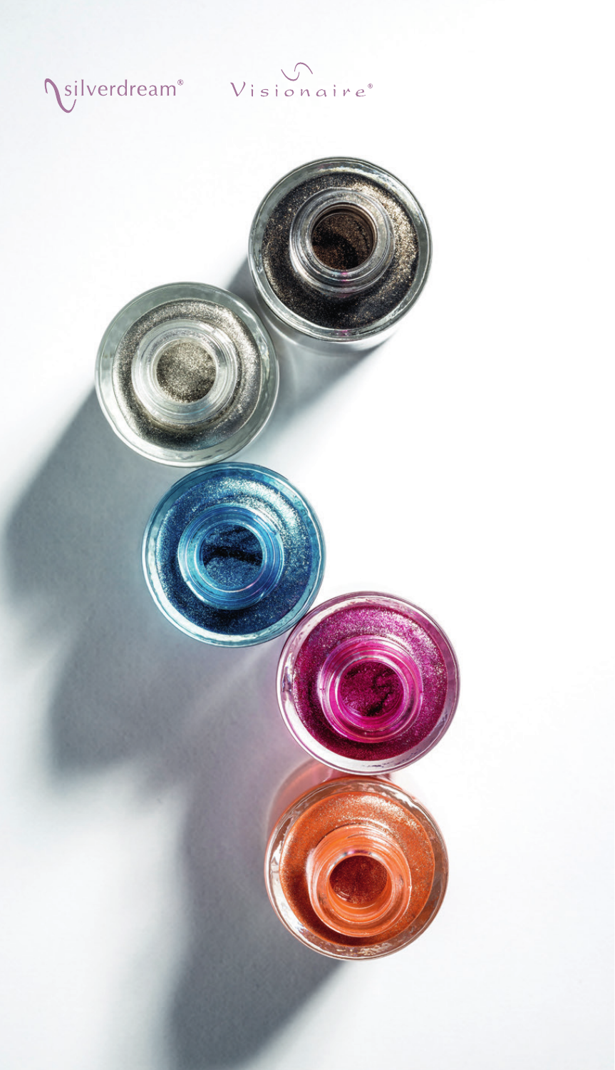silverdream® Visionaire®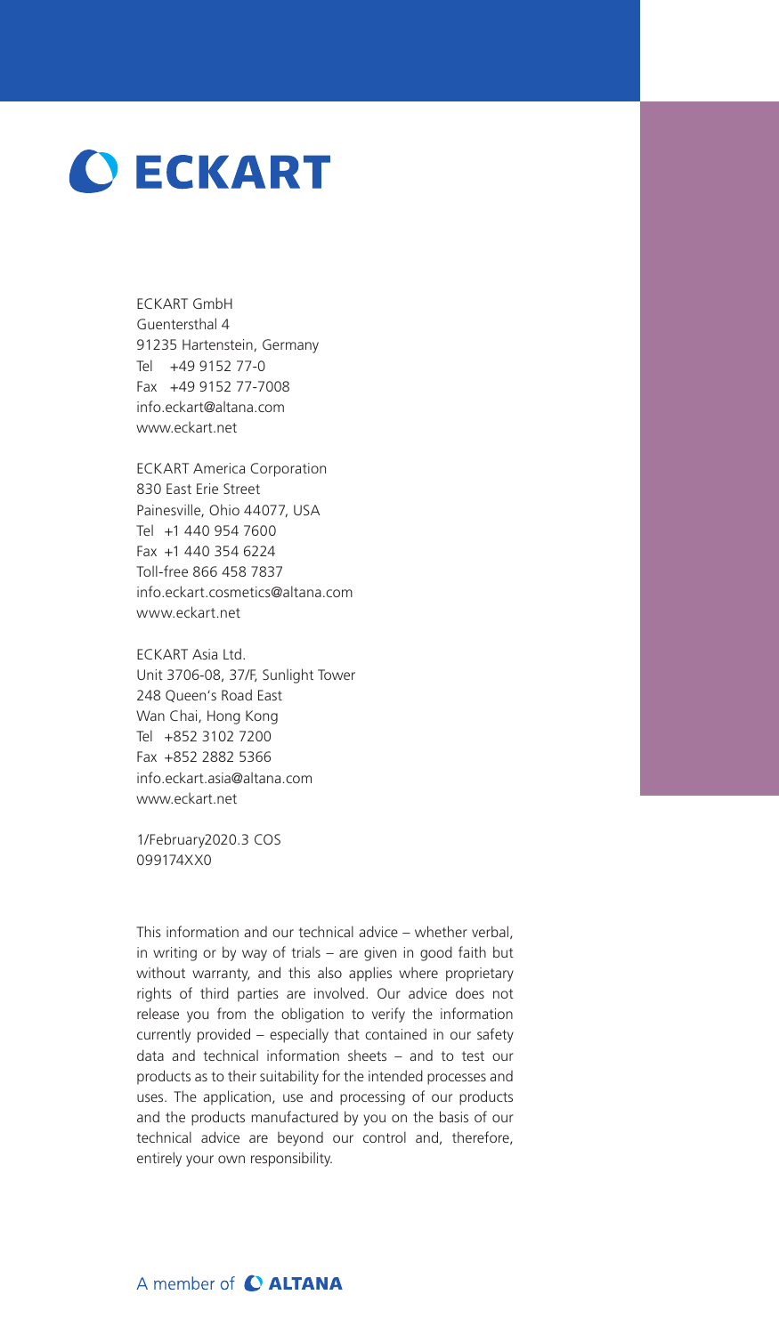# ECKART

ECKART GmbH
Guentersthal 4
91235 Hartenstein, Germany
Tel +49 9152 77-0
Fax +49 9152 77-7008
info.eckart@altana.com
www.eckart.net

ECKART America Corporation
830 East Erie Street
Painesville, Ohio 44077, USA
Tel +1 440 954 7600
Fax +1 440 354 6224
Toll-free 866 458 7837
info.eckart.cosmetics@altana.com
www.eckart.net

ECKART Asia Ltd.
Unit 3706-08, 37/F, Sunlight Tower
248 Queen's Road East
Wan Chai, Hong Kong
Tel +852 3102 7200
Fax +852 2882 5366
info.eckart.asia@altana.com
www.eckart.net

1/February2020.3 COS
099174XX0

This information and our technical advice – whether verbal, in writing or by way of trials – are given in good faith but without warranty, and this also applies where proprietary rights of third parties are involved. Our advice does not release you from the obligation to verify the information currently provided – especially that contained in our safety data and technical information sheets – and to test our products as to their suitability for the intended processes and uses. The application, use and processing of our products and the products manufactured by you on the basis of our technical advice are beyond our control and, therefore, entirely your own responsibility.

A member of ALTANA